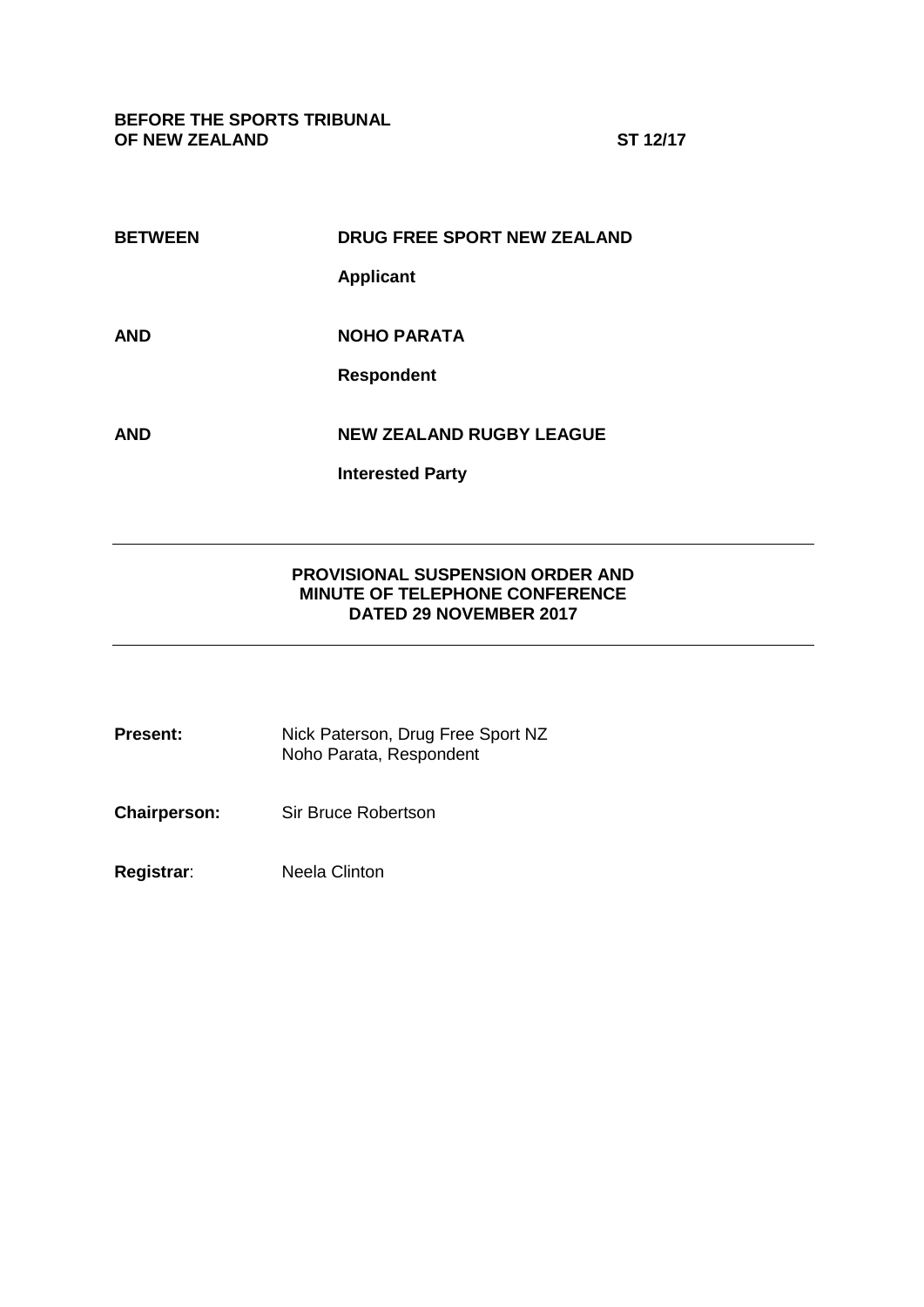**BEFORE THE SPORTS TRIBUNAL OF NEW ZEALAND** **ST 12/17**

| | |
|---|---|
| **BETWEEN** | **DRUG FREE SPORT NEW ZEALAND** |
| | **Applicant** |
| **AND** | **NOHO PARATA** |
| | **Respondent** |
| **AND** | **NEW ZEALAND RUGBY LEAGUE** |
| | **Interested Party** |

---

**PROVISIONAL SUSPENSION ORDER AND MINUTE OF TELEPHONE CONFERENCE DATED 29 NOVEMBER 2017**

---

| | |
|---|---|
| **Present:** | Nick Paterson, Drug Free Sport NZ<br>Noho Parata, Respondent |
| **Chairperson:** | Sir Bruce Robertson |
| **Registrar**: | Neela Clinton |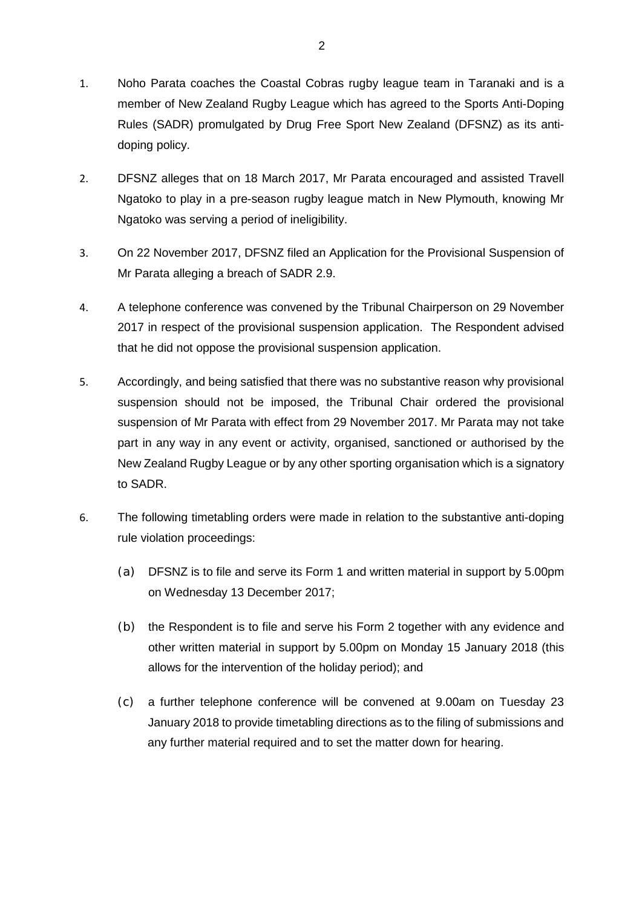1. Noho Parata coaches the Coastal Cobras rugby league team in Taranaki and is a member of New Zealand Rugby League which has agreed to the Sports Anti-Doping Rules (SADR) promulgated by Drug Free Sport New Zealand (DFSNZ) as its anti-doping policy.

2. DFSNZ alleges that on 18 March 2017, Mr Parata encouraged and assisted Travell Ngatoko to play in a pre-season rugby league match in New Plymouth, knowing Mr Ngatoko was serving a period of ineligibility.

3. On 22 November 2017, DFSNZ filed an Application for the Provisional Suspension of Mr Parata alleging a breach of SADR 2.9.

4. A telephone conference was convened by the Tribunal Chairperson on 29 November 2017 in respect of the provisional suspension application. The Respondent advised that he did not oppose the provisional suspension application.

5. Accordingly, and being satisfied that there was no substantive reason why provisional suspension should not be imposed, the Tribunal Chair ordered the provisional suspension of Mr Parata with effect from 29 November 2017. Mr Parata may not take part in any way in any event or activity, organised, sanctioned or authorised by the New Zealand Rugby League or by any other sporting organisation which is a signatory to SADR.

6. The following timetabling orders were made in relation to the substantive anti-doping rule violation proceedings:

   (a) DFSNZ is to file and serve its Form 1 and written material in support by 5.00pm on Wednesday 13 December 2017;

   (b) the Respondent is to file and serve his Form 2 together with any evidence and other written material in support by 5.00pm on Monday 15 January 2018 (this allows for the intervention of the holiday period); and

   (c) a further telephone conference will be convened at 9.00am on Tuesday 23 January 2018 to provide timetabling directions as to the filing of submissions and any further material required and to set the matter down for hearing.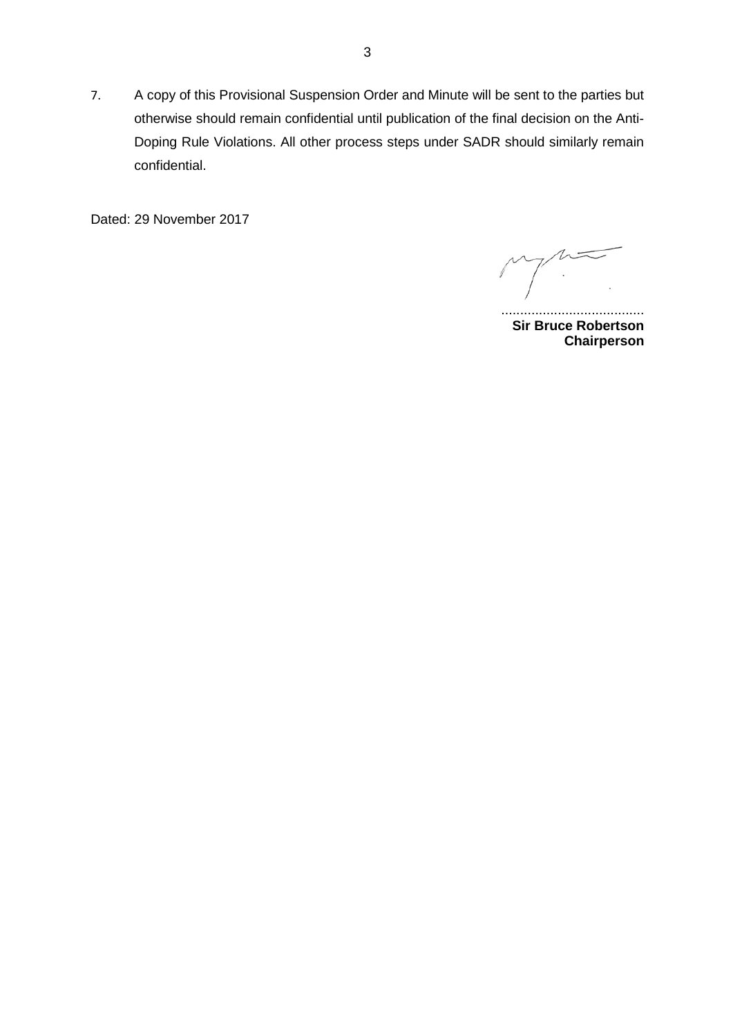7. A copy of this Provisional Suspension Order and Minute will be sent to the parties but otherwise should remain confidential until publication of the final decision on the Anti-Doping Rule Violations. All other process steps under SADR should similarly remain confidential.

Dated: 29 November 2017

.....................................
**Sir Bruce Robertson**
**Chairperson**